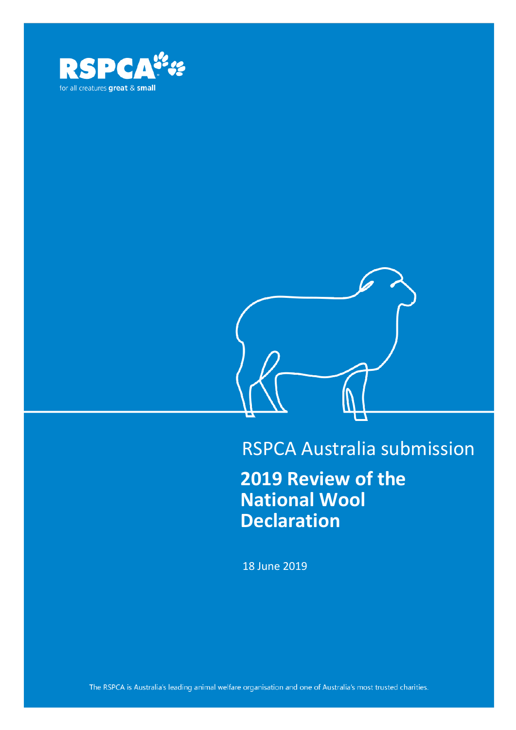RSPCA

for all creatures **great** & **small**

RSPCA Australia submission

# 2019 Review of the National Wool Declaration

18 June 2019

The RSPCA is Australia's leading animal welfare organisation and one of Australia's most trusted charities.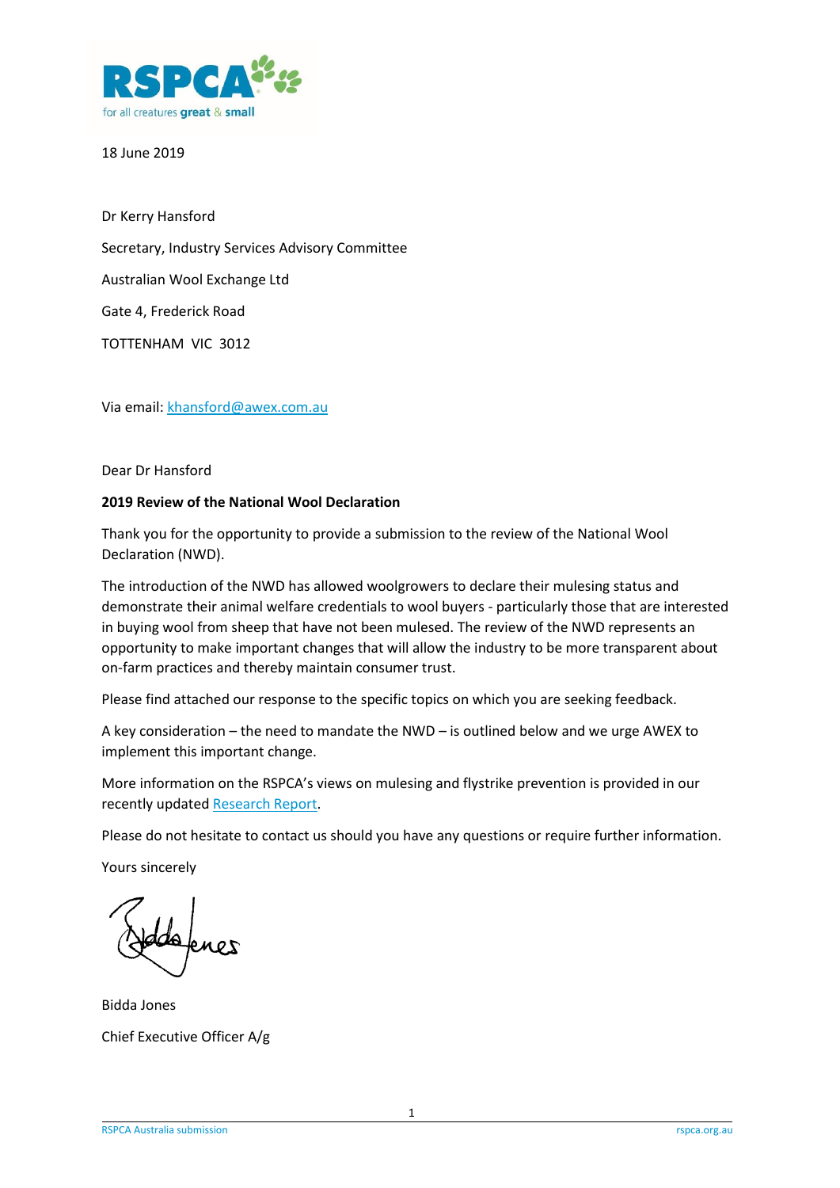18 June 2019

Dr Kerry Hansford

Secretary, Industry Services Advisory Committee

Australian Wool Exchange Ltd

Gate 4, Frederick Road

TOTTENHAM VIC 3012

Via email: [khansford@awex.com.au](mailto:khansford@awex.com.au)

Dear Dr Hansford

**2019 Review of the National Wool Declaration**

Thank you for the opportunity to provide a submission to the review of the National Wool Declaration (NWD).

The introduction of the NWD has allowed woolgrowers to declare their mulesing status and demonstrate their animal welfare credentials to wool buyers - particularly those that are interested in buying wool from sheep that have not been mulesed. The review of the NWD represents an opportunity to make important changes that will allow the industry to be more transparent about on-farm practices and thereby maintain consumer trust.

Please find attached our response to the specific topics on which you are seeking feedback.

A key consideration – the need to mandate the NWD – is outlined below and we urge AWEX to implement this important change.

More information on the RSPCA's views on mulesing and flystrike prevention is provided in our recently updated Research Report.

Please do not hesitate to contact us should you have any questions or require further information.

Yours sincerely

Bidda Jones

Chief Executive Officer A/g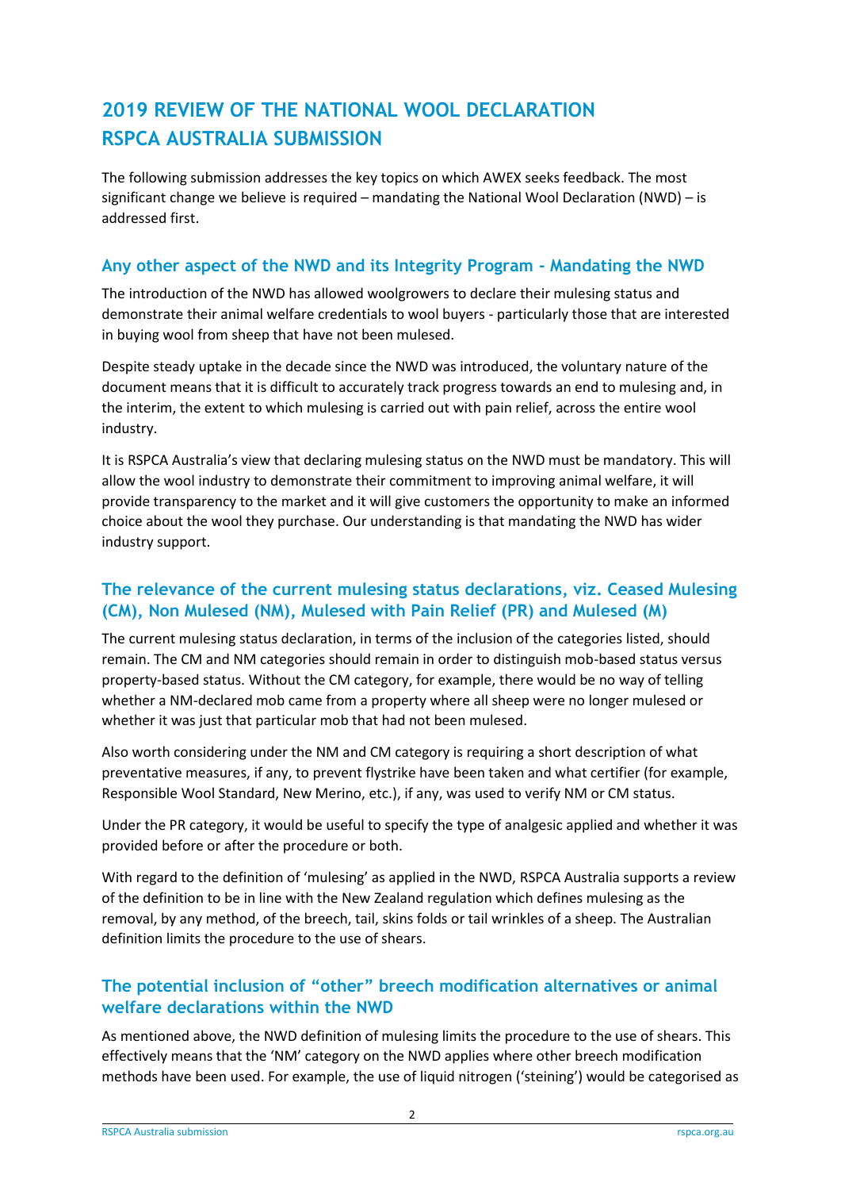# 2019 REVIEW OF THE NATIONAL WOOL DECLARATION RSPCA AUSTRALIA SUBMISSION

The following submission addresses the key topics on which AWEX seeks feedback. The most significant change we believe is required – mandating the National Wool Declaration (NWD) – is addressed first.

## Any other aspect of the NWD and its Integrity Program - Mandating the NWD

The introduction of the NWD has allowed woolgrowers to declare their mulesing status and demonstrate their animal welfare credentials to wool buyers - particularly those that are interested in buying wool from sheep that have not been mulesed.

Despite steady uptake in the decade since the NWD was introduced, the voluntary nature of the document means that it is difficult to accurately track progress towards an end to mulesing and, in the interim, the extent to which mulesing is carried out with pain relief, across the entire wool industry.

It is RSPCA Australia's view that declaring mulesing status on the NWD must be mandatory. This will allow the wool industry to demonstrate their commitment to improving animal welfare, it will provide transparency to the market and it will give customers the opportunity to make an informed choice about the wool they purchase. Our understanding is that mandating the NWD has wider industry support.

## The relevance of the current mulesing status declarations, viz. Ceased Mulesing (CM), Non Mulesed (NM), Mulesed with Pain Relief (PR) and Mulesed (M)

The current mulesing status declaration, in terms of the inclusion of the categories listed, should remain. The CM and NM categories should remain in order to distinguish mob-based status versus property-based status. Without the CM category, for example, there would be no way of telling whether a NM-declared mob came from a property where all sheep were no longer mulesed or whether it was just that particular mob that had not been mulesed.

Also worth considering under the NM and CM category is requiring a short description of what preventative measures, if any, to prevent flystrike have been taken and what certifier (for example, Responsible Wool Standard, New Merino, etc.), if any, was used to verify NM or CM status.

Under the PR category, it would be useful to specify the type of analgesic applied and whether it was provided before or after the procedure or both.

With regard to the definition of 'mulesing' as applied in the NWD, RSPCA Australia supports a review of the definition to be in line with the New Zealand regulation which defines mulesing as the removal, by any method, of the breech, tail, skins folds or tail wrinkles of a sheep. The Australian definition limits the procedure to the use of shears.

## The potential inclusion of "other" breech modification alternatives or animal welfare declarations within the NWD

As mentioned above, the NWD definition of mulesing limits the procedure to the use of shears. This effectively means that the 'NM' category on the NWD applies where other breech modification methods have been used. For example, the use of liquid nitrogen ('steining') would be categorised as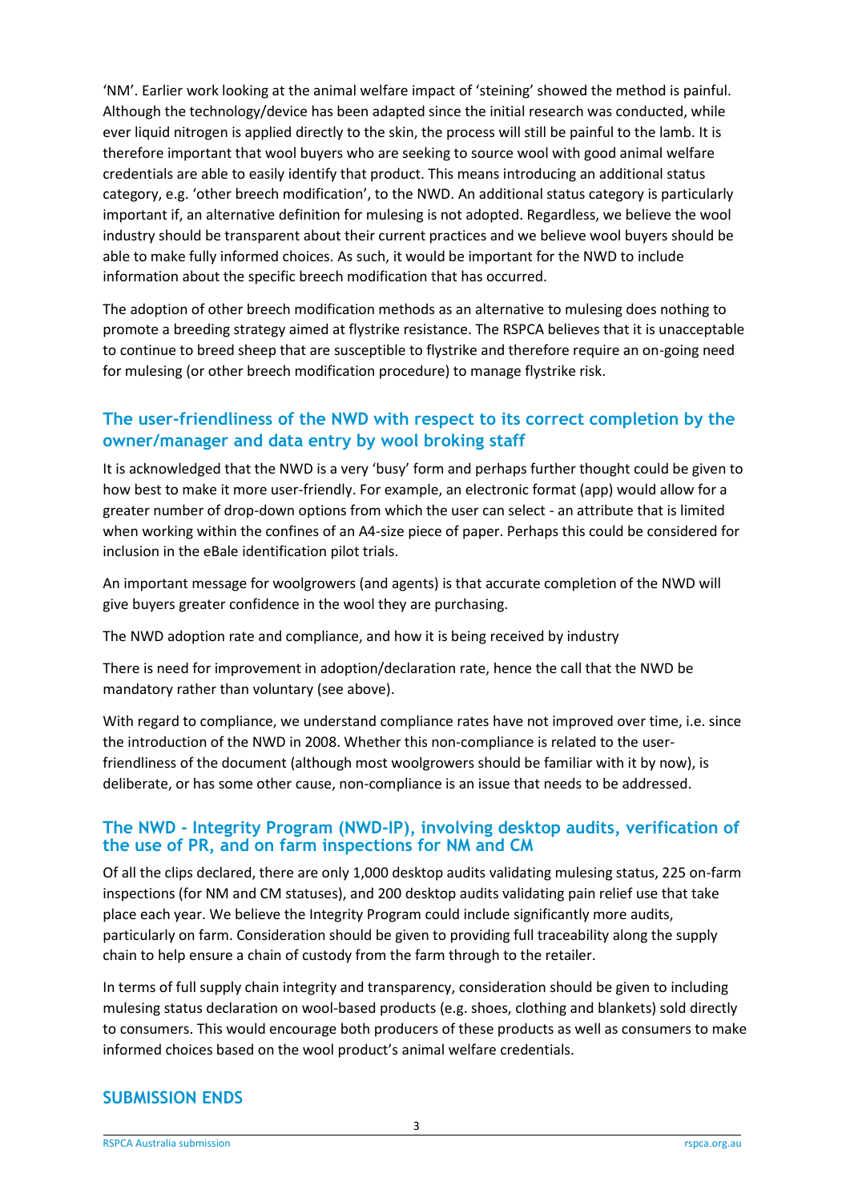'NM'. Earlier work looking at the animal welfare impact of 'steining' showed the method is painful. Although the technology/device has been adapted since the initial research was conducted, while ever liquid nitrogen is applied directly to the skin, the process will still be painful to the lamb. It is therefore important that wool buyers who are seeking to source wool with good animal welfare credentials are able to easily identify that product. This means introducing an additional status category, e.g. 'other breech modification', to the NWD. An additional status category is particularly important if, an alternative definition for mulesing is not adopted. Regardless, we believe the wool industry should be transparent about their current practices and we believe wool buyers should be able to make fully informed choices. As such, it would be important for the NWD to include information about the specific breech modification that has occurred.

The adoption of other breech modification methods as an alternative to mulesing does nothing to promote a breeding strategy aimed at flystrike resistance. The RSPCA believes that it is unacceptable to continue to breed sheep that are susceptible to flystrike and therefore require an on-going need for mulesing (or other breech modification procedure) to manage flystrike risk.

## The user-friendliness of the NWD with respect to its correct completion by the owner/manager and data entry by wool broking staff

It is acknowledged that the NWD is a very 'busy' form and perhaps further thought could be given to how best to make it more user-friendly. For example, an electronic format (app) would allow for a greater number of drop-down options from which the user can select - an attribute that is limited when working within the confines of an A4-size piece of paper. Perhaps this could be considered for inclusion in the eBale identification pilot trials.

An important message for woolgrowers (and agents) is that accurate completion of the NWD will give buyers greater confidence in the wool they are purchasing.

The NWD adoption rate and compliance, and how it is being received by industry

There is need for improvement in adoption/declaration rate, hence the call that the NWD be mandatory rather than voluntary (see above).

With regard to compliance, we understand compliance rates have not improved over time, i.e. since the introduction of the NWD in 2008. Whether this non-compliance is related to the user-friendliness of the document (although most woolgrowers should be familiar with it by now), is deliberate, or has some other cause, non-compliance is an issue that needs to be addressed.

## The NWD - Integrity Program (NWD-IP), involving desktop audits, verification of the use of PR, and on farm inspections for NM and CM

Of all the clips declared, there are only 1,000 desktop audits validating mulesing status, 225 on-farm inspections (for NM and CM statuses), and 200 desktop audits validating pain relief use that take place each year. We believe the Integrity Program could include significantly more audits, particularly on farm. Consideration should be given to providing full traceability along the supply chain to help ensure a chain of custody from the farm through to the retailer.

In terms of full supply chain integrity and transparency, consideration should be given to including mulesing status declaration on wool-based products (e.g. shoes, clothing and blankets) sold directly to consumers. This would encourage both producers of these products as well as consumers to make informed choices based on the wool product's animal welfare credentials.

## SUBMISSION ENDS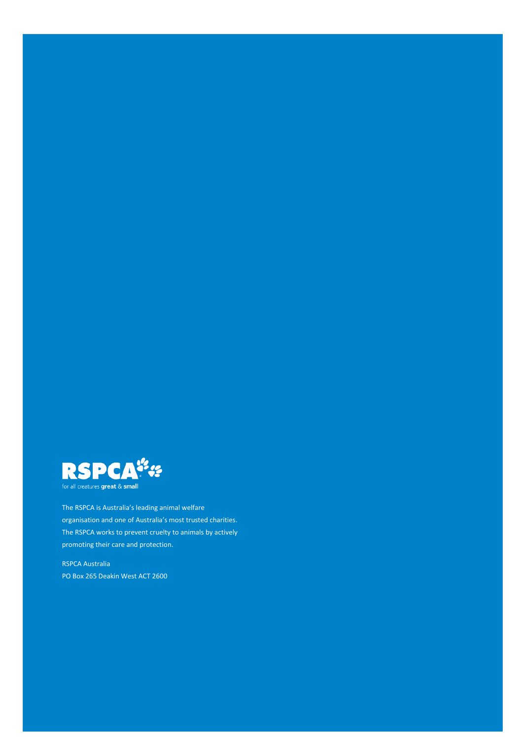RSPCA

for all creatures **great** & **small**

The RSPCA is Australia's leading animal welfare organisation and one of Australia's most trusted charities. The RSPCA works to prevent cruelty to animals by actively promoting their care and protection.

RSPCA Australia
PO Box 265 Deakin West ACT 2600